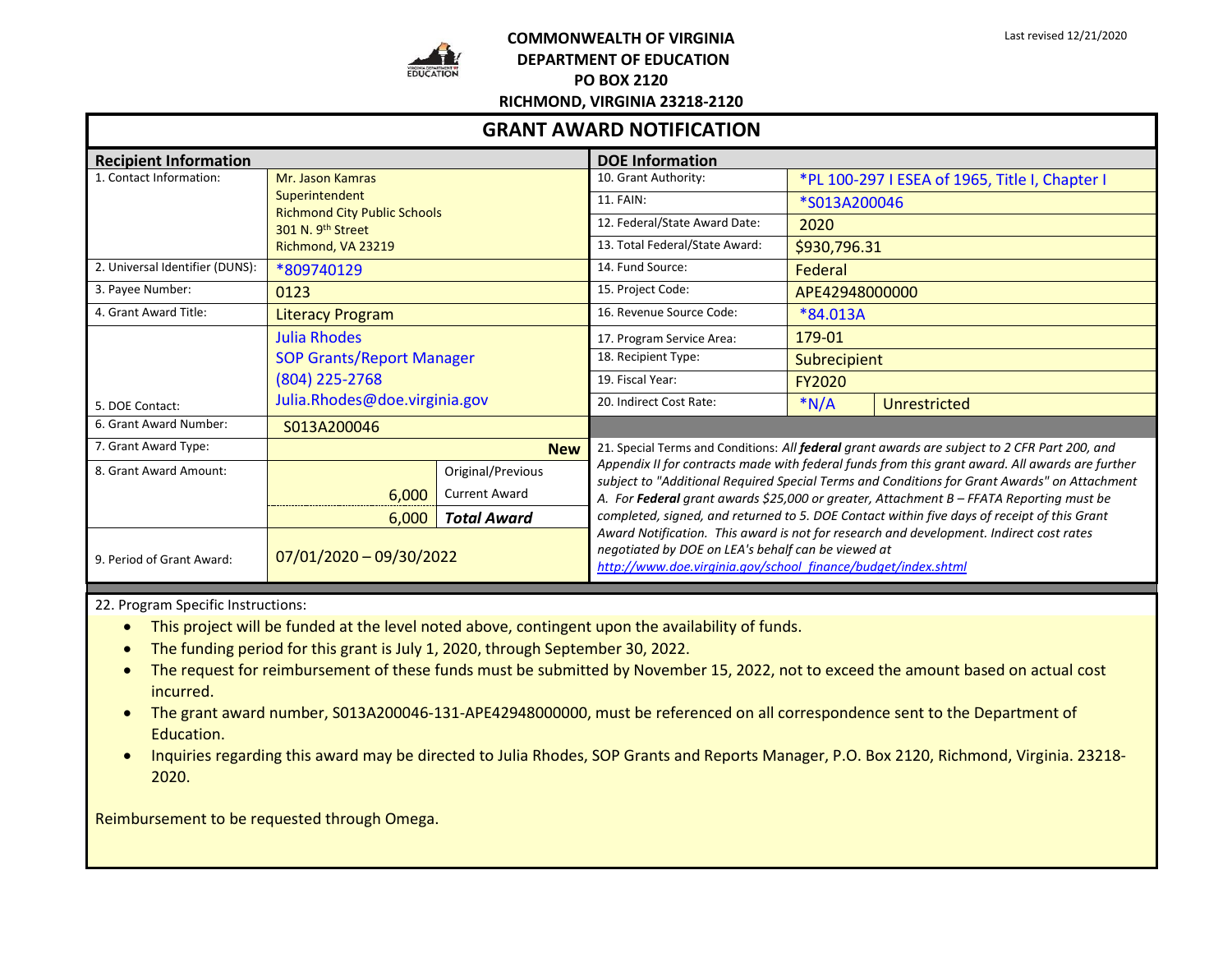**COMMONWEALTH OF VIRGINIA**
**DEPARTMENT OF EDUCATION**
**PO BOX 2120**
**RICHMOND, VIRGINIA 23218-2120**

Last revised 12/21/2020

# GRANT AWARD NOTIFICATION

| Recipient Information | | | DOE Information | | |
|---|---|---|---|---|---|
| 1. Contact Information: | Mr. Jason Kamras<br>Superintendent<br>Richmond City Public Schools<br>301 N. 9th Street<br>Richmond, VA 23219 | | 10. Grant Authority: | *PL 100-297 I ESEA of 1965, Title I, Chapter I | |
| | | | 11. FAIN: | *S013A200046 | |
| | | | 12. Federal/State Award Date: | 2020 | |
| | | | 13. Total Federal/State Award: | $930,796.31 | |
| 2. Universal Identifier (DUNS): | *809740129 | | 14. Fund Source: | Federal | |
| 3. Payee Number: | 0123 | | 15. Project Code: | APE42948000000 | |
| 4. Grant Award Title: | Literacy Program | | 16. Revenue Source Code: | *84.013A | |
| 5. DOE Contact: | Julia Rhodes<br>SOP Grants/Report Manager<br>(804) 225-2768<br>Julia.Rhodes@doe.virginia.gov | | 17. Program Service Area: | 179-01 | |
| | | | 18. Recipient Type: | Subrecipient | |
| | | | 19. Fiscal Year: | FY2020 | |
| | | | 20. Indirect Cost Rate: | *N/A | Unrestricted |
| 6. Grant Award Number: | S013A200046 | | | | |
| 7. Grant Award Type: | New | | 21. Special Terms and Conditions: *All **federal** grant awards are subject to 2 CFR Part 200, and Appendix II for contracts made with federal funds from this grant award. All awards are further subject to "Additional Required Special Terms and Conditions for Grant Awards" on Attachment A. For **Federal** grant awards $25,000 or greater, Attachment B – FFATA Reporting must be completed, signed, and returned to 5. DOE Contact within five days of receipt of this Grant Award Notification. This award is not for research and development. Indirect cost rates negotiated by DOE on LEA's behalf can be viewed at* http://www.doe.virginia.gov/school_finance/budget/index.shtml | | |
| 8. Grant Award Amount: | | Original/Previous | | | |
| | 6,000 | Current Award | | | |
| | 6,000 | ***Total Award*** | | | |
| 9. Period of Grant Award: | 07/01/2020 – 09/30/2022 | | | | |

22. Program Specific Instructions:

- This project will be funded at the level noted above, contingent upon the availability of funds.
- The funding period for this grant is July 1, 2020, through September 30, 2022.
- The request for reimbursement of these funds must be submitted by November 15, 2022, not to exceed the amount based on actual cost incurred.
- The grant award number, S013A200046-131-APE42948000000, must be referenced on all correspondence sent to the Department of Education.
- Inquiries regarding this award may be directed to Julia Rhodes, SOP Grants and Reports Manager, P.O. Box 2120, Richmond, Virginia. 23218-2020.

Reimbursement to be requested through Omega.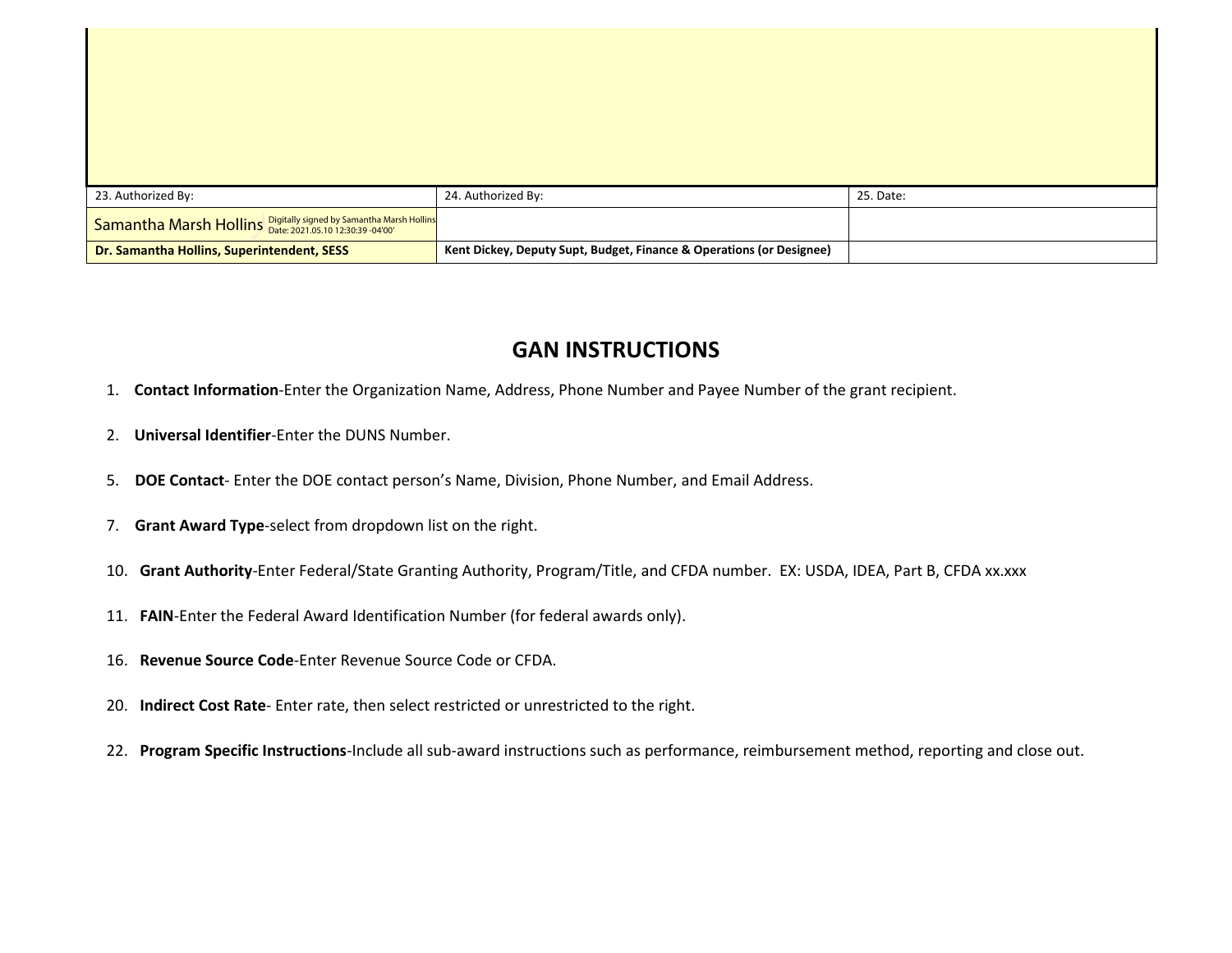| 23. Authorized By: | 24. Authorized By: | 25. Date: |
|---|---|---|
| Samantha Marsh Hollins Digitally signed by Samantha Marsh Hollins Date: 2021.05.10 12:30:39 -04'00' | | |
| **Dr. Samantha Hollins, Superintendent, SESS** | **Kent Dickey, Deputy Supt, Budget, Finance & Operations (or Designee)** | |

## GAN INSTRUCTIONS

1. **Contact Information**-Enter the Organization Name, Address, Phone Number and Payee Number of the grant recipient.

2. **Universal Identifier**-Enter the DUNS Number.

5. **DOE Contact**- Enter the DOE contact person's Name, Division, Phone Number, and Email Address.

7. **Grant Award Type**-select from dropdown list on the right.

10. **Grant Authority**-Enter Federal/State Granting Authority, Program/Title, and CFDA number. EX: USDA, IDEA, Part B, CFDA xx.xxx

11. **FAIN**-Enter the Federal Award Identification Number (for federal awards only).

16. **Revenue Source Code**-Enter Revenue Source Code or CFDA.

20. **Indirect Cost Rate**- Enter rate, then select restricted or unrestricted to the right.

22. **Program Specific Instructions**-Include all sub-award instructions such as performance, reimbursement method, reporting and close out.